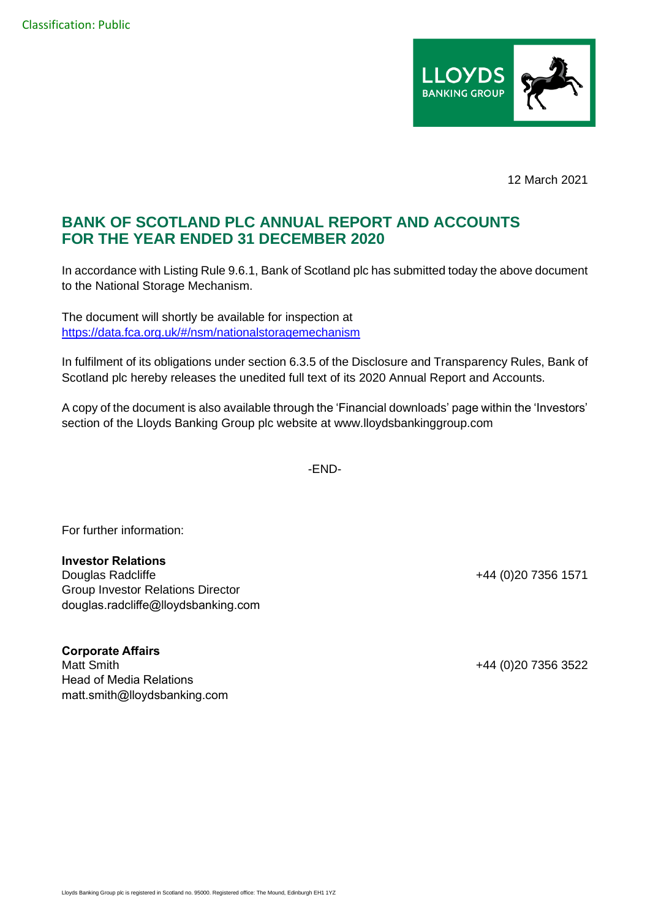Classification: Public

12 March 2021

# BANK OF SCOTLAND PLC ANNUAL REPORT AND ACCOUNTS FOR THE YEAR ENDED 31 DECEMBER 2020

In accordance with Listing Rule 9.6.1, Bank of Scotland plc has submitted today the above document to the National Storage Mechanism.

The document will shortly be available for inspection at https://data.fca.org.uk/#/nsm/nationalstoragemechanism

In fulfilment of its obligations under section 6.3.5 of the Disclosure and Transparency Rules, Bank of Scotland plc hereby releases the unedited full text of its 2020 Annual Report and Accounts.

A copy of the document is also available through the 'Financial downloads' page within the 'Investors' section of the Lloyds Banking Group plc website at www.lloydsbankinggroup.com

-END-

For further information:

**Investor Relations**
Douglas Radcliffe — +44 (0)20 7356 1571
Group Investor Relations Director
douglas.radcliffe@lloydsbanking.com

**Corporate Affairs**
Matt Smith — +44 (0)20 7356 3522
Head of Media Relations
matt.smith@lloydsbanking.com

Lloyds Banking Group plc is registered in Scotland no. 95000. Registered office: The Mound, Edinburgh EH1 1YZ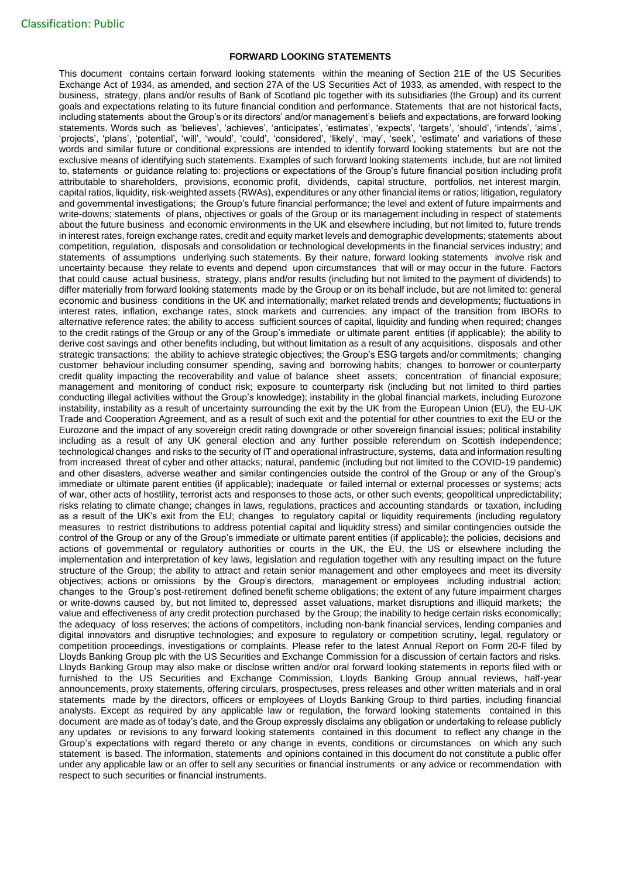Classification: Public

**FORWARD LOOKING STATEMENTS**

This document contains certain forward looking statements within the meaning of Section 21E of the US Securities Exchange Act of 1934, as amended, and section 27A of the US Securities Act of 1933, as amended, with respect to the business, strategy, plans and/or results of Bank of Scotland plc together with its subsidiaries (the Group) and its current goals and expectations relating to its future financial condition and performance. Statements that are not historical facts, including statements about the Group's or its directors' and/or management's beliefs and expectations, are forward looking statements. Words such as 'believes', 'achieves', 'anticipates', 'estimates', 'expects', 'targets', 'should', 'intends', 'aims', 'projects', 'plans', 'potential', 'will', 'would', 'could', 'considered', 'likely', 'may', 'seek', 'estimate' and variations of these words and similar future or conditional expressions are intended to identify forward looking statements but are not the exclusive means of identifying such statements. Examples of such forward looking statements include, but are not limited to, statements or guidance relating to: projections or expectations of the Group's future financial position including profit attributable to shareholders, provisions, economic profit, dividends, capital structure, portfolios, net interest margin, capital ratios, liquidity, risk-weighted assets (RWAs), expenditures or any other financial items or ratios; litigation, regulatory and governmental investigations; the Group's future financial performance; the level and extent of future impairments and write-downs; statements of plans, objectives or goals of the Group or its management including in respect of statements about the future business and economic environments in the UK and elsewhere including, but not limited to, future trends in interest rates, foreign exchange rates, credit and equity market levels and demographic developments; statements about competition, regulation, disposals and consolidation or technological developments in the financial services industry; and statements of assumptions underlying such statements. By their nature, forward looking statements involve risk and uncertainty because they relate to events and depend upon circumstances that will or may occur in the future. Factors that could cause actual business, strategy, plans and/or results (including but not limited to the payment of dividends) to differ materially from forward looking statements made by the Group or on its behalf include, but are not limited to: general economic and business conditions in the UK and internationally; market related trends and developments; fluctuations in interest rates, inflation, exchange rates, stock markets and currencies; any impact of the transition from IBORs to alternative reference rates; the ability to access sufficient sources of capital, liquidity and funding when required; changes to the credit ratings of the Group or any of the Group's immediate or ultimate parent entities (if applicable); the ability to derive cost savings and other benefits including, but without limitation as a result of any acquisitions, disposals and other strategic transactions; the ability to achieve strategic objectives; the Group's ESG targets and/or commitments; changing customer behaviour including consumer spending, saving and borrowing habits; changes to borrower or counterparty credit quality impacting the recoverability and value of balance sheet assets; concentration of financial exposure; management and monitoring of conduct risk; exposure to counterparty risk (including but not limited to third parties conducting illegal activities without the Group's knowledge); instability in the global financial markets, including Eurozone instability, instability as a result of uncertainty surrounding the exit by the UK from the European Union (EU), the EU-UK Trade and Cooperation Agreement, and as a result of such exit and the potential for other countries to exit the EU or the Eurozone and the impact of any sovereign credit rating downgrade or other sovereign financial issues; political instability including as a result of any UK general election and any further possible referendum on Scottish independence; technological changes and risks to the security of IT and operational infrastructure, systems, data and information resulting from increased threat of cyber and other attacks; natural, pandemic (including but not limited to the COVID-19 pandemic) and other disasters, adverse weather and similar contingencies outside the control of the Group or any of the Group's immediate or ultimate parent entities (if applicable); inadequate or failed internal or external processes or systems; acts of war, other acts of hostility, terrorist acts and responses to those acts, or other such events; geopolitical unpredictability; risks relating to climate change; changes in laws, regulations, practices and accounting standards or taxation, including as a result of the UK's exit from the EU; changes to regulatory capital or liquidity requirements (including regulatory measures to restrict distributions to address potential capital and liquidity stress) and similar contingencies outside the control of the Group or any of the Group's immediate or ultimate parent entities (if applicable); the policies, decisions and actions of governmental or regulatory authorities or courts in the UK, the EU, the US or elsewhere including the implementation and interpretation of key laws, legislation and regulation together with any resulting impact on the future structure of the Group; the ability to attract and retain senior management and other employees and meet its diversity objectives; actions or omissions by the Group's directors, management or employees including industrial action; changes to the Group's post-retirement defined benefit scheme obligations; the extent of any future impairment charges or write-downs caused by, but not limited to, depressed asset valuations, market disruptions and illiquid markets; the value and effectiveness of any credit protection purchased by the Group; the inability to hedge certain risks economically; the adequacy of loss reserves; the actions of competitors, including non-bank financial services, lending companies and digital innovators and disruptive technologies; and exposure to regulatory or competition scrutiny, legal, regulatory or competition proceedings, investigations or complaints. Please refer to the latest Annual Report on Form 20-F filed by Lloyds Banking Group plc with the US Securities and Exchange Commission for a discussion of certain factors and risks. Lloyds Banking Group may also make or disclose written and/or oral forward looking statements in reports filed with or furnished to the US Securities and Exchange Commission, Lloyds Banking Group annual reviews, half-year announcements, proxy statements, offering circulars, prospectuses, press releases and other written materials and in oral statements made by the directors, officers or employees of Lloyds Banking Group to third parties, including financial analysts. Except as required by any applicable law or regulation, the forward looking statements contained in this document are made as of today's date, and the Group expressly disclaims any obligation or undertaking to release publicly any updates or revisions to any forward looking statements contained in this document to reflect any change in the Group's expectations with regard thereto or any change in events, conditions or circumstances on which any such statement is based. The information, statements and opinions contained in this document do not constitute a public offer under any applicable law or an offer to sell any securities or financial instruments or any advice or recommendation with respect to such securities or financial instruments.